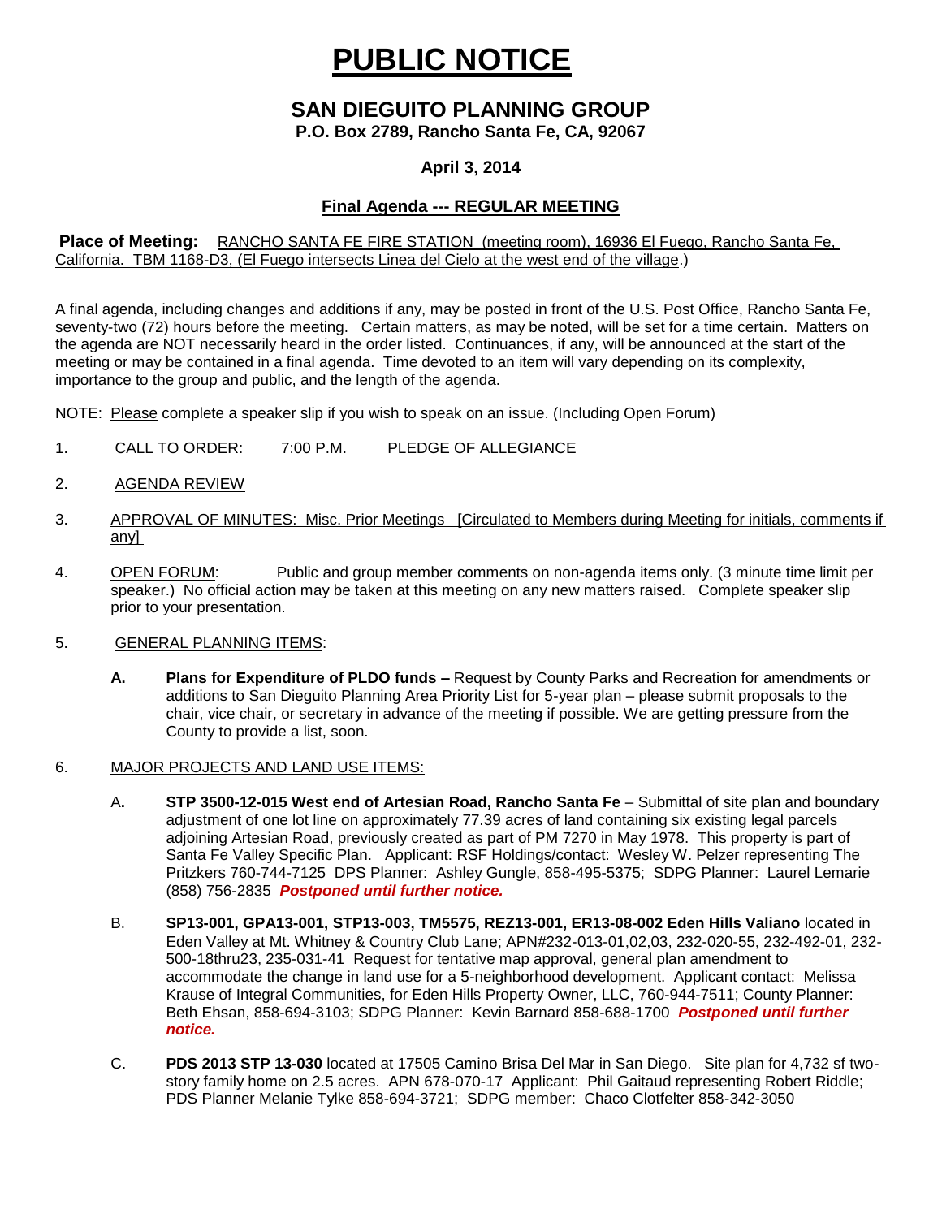# PUBLIC NOTICE

## SAN DIEGUITO PLANNING GROUP

**P.O. Box 2789, Rancho Santa Fe, CA, 92067**

**April 3, 2014**

### Final Agenda --- REGULAR MEETING

**Place of Meeting:** RANCHO SANTA FE FIRE STATION (meeting room), 16936 El Fuego, Rancho Santa Fe, California. TBM 1168-D3, (El Fuego intersects Linea del Cielo at the west end of the village.)

A final agenda, including changes and additions if any, may be posted in front of the U.S. Post Office, Rancho Santa Fe, seventy-two (72) hours before the meeting. Certain matters, as may be noted, will be set for a time certain. Matters on the agenda are NOT necessarily heard in the order listed. Continuances, if any, will be announced at the start of the meeting or may be contained in a final agenda. Time devoted to an item will vary depending on its complexity, importance to the group and public, and the length of the agenda.

NOTE: Please complete a speaker slip if you wish to speak on an issue. (Including Open Forum)

1. CALL TO ORDER: 7:00 P.M. PLEDGE OF ALLEGIANCE

2. AGENDA REVIEW

3. APPROVAL OF MINUTES: Misc. Prior Meetings [Circulated to Members during Meeting for initials, comments if any]

4. OPEN FORUM: Public and group member comments on non-agenda items only. (3 minute time limit per speaker.) No official action may be taken at this meeting on any new matters raised. Complete speaker slip prior to your presentation.

5. GENERAL PLANNING ITEMS:

   **A. Plans for Expenditure of PLDO funds –** Request by County Parks and Recreation for amendments or additions to San Dieguito Planning Area Priority List for 5-year plan – please submit proposals to the chair, vice chair, or secretary in advance of the meeting if possible. We are getting pressure from the County to provide a list, soon.

6. MAJOR PROJECTS AND LAND USE ITEMS:

   A**. STP 3500-12-015 West end of Artesian Road, Rancho Santa Fe** – Submittal of site plan and boundary adjustment of one lot line on approximately 77.39 acres of land containing six existing legal parcels adjoining Artesian Road, previously created as part of PM 7270 in May 1978. This property is part of Santa Fe Valley Specific Plan. Applicant: RSF Holdings/contact: Wesley W. Pelzer representing The Pritzkers 760-744-7125 DPS Planner: Ashley Gungle, 858-495-5375; SDPG Planner: Laurel Lemarie (858) 756-2835 ***Postponed until further notice.***

   B. **SP13-001, GPA13-001, STP13-003, TM5575, REZ13-001, ER13-08-002 Eden Hills Valiano** located in Eden Valley at Mt. Whitney & Country Club Lane; APN#232-013-01,02,03, 232-020-55, 232-492-01, 232-500-18thru23, 235-031-41 Request for tentative map approval, general plan amendment to accommodate the change in land use for a 5-neighborhood development. Applicant contact: Melissa Krause of Integral Communities, for Eden Hills Property Owner, LLC, 760-944-7511; County Planner: Beth Ehsan, 858-694-3103; SDPG Planner: Kevin Barnard 858-688-1700 ***Postponed until further notice.***

   C. **PDS 2013 STP 13-030** located at 17505 Camino Brisa Del Mar in San Diego. Site plan for 4,732 sf two-story family home on 2.5 acres. APN 678-070-17 Applicant: Phil Gaitaud representing Robert Riddle; PDS Planner Melanie Tylke 858-694-3721; SDPG member: Chaco Clotfelter 858-342-3050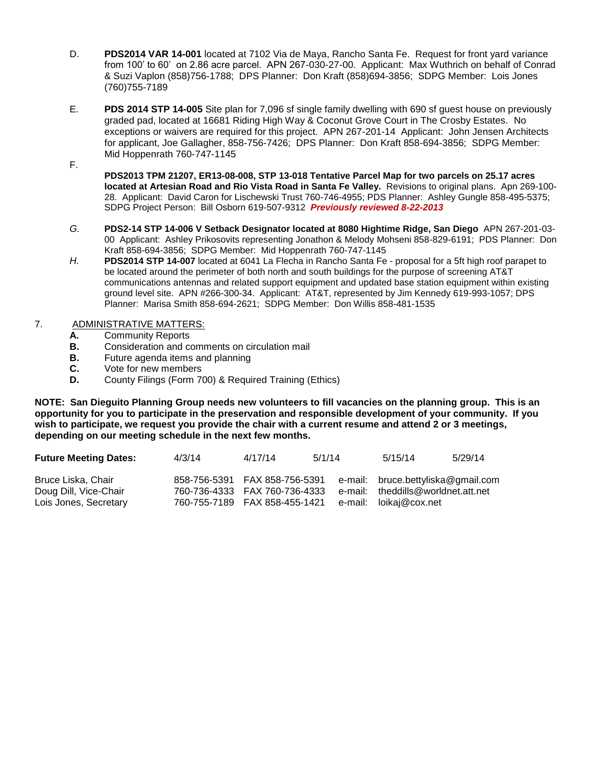D. **PDS2014 VAR 14-001** located at 7102 Via de Maya, Rancho Santa Fe. Request for front yard variance from 100' to 60' on 2.86 acre parcel. APN 267-030-27-00. Applicant: Max Wuthrich on behalf of Conrad & Suzi Vaplon (858)756-1788; DPS Planner: Don Kraft (858)694-3856; SDPG Member: Lois Jones (760)755-7189

E. **PDS 2014 STP 14-005** Site plan for 7,096 sf single family dwelling with 690 sf guest house on previously graded pad, located at 16681 Riding High Way & Coconut Grove Court in The Crosby Estates. No exceptions or waivers are required for this project. APN 267-201-14 Applicant: John Jensen Architects for applicant, Joe Gallagher, 858-756-7426; DPS Planner: Don Kraft 858-694-3856; SDPG Member: Mid Hoppenrath 760-747-1145

F. **PDS2013 TPM 21207, ER13-08-008, STP 13-018 Tentative Parcel Map for two parcels on 25.17 acres located at Artesian Road and Rio Vista Road in Santa Fe Valley.** Revisions to original plans. Apn 269-100-28. Applicant: David Caron for Lischewski Trust 760-746-4955; PDS Planner: Ashley Gungle 858-495-5375; SDPG Project Person: Bill Osborn 619-507-9312 ***Previously reviewed 8-22-2013***

*G.* **PDS2-14 STP 14-006 V Setback Designator located at 8080 Hightime Ridge, San Diego** APN 267-201-03-00 Applicant: Ashley Prikosovits representing Jonathon & Melody Mohseni 858-829-6191; PDS Planner: Don Kraft 858-694-3856; SDPG Member: Mid Hoppenrath 760-747-1145

*H.* **PDS2014 STP 14-007** located at 6041 La Flecha in Rancho Santa Fe - proposal for a 5ft high roof parapet to be located around the perimeter of both north and south buildings for the purpose of screening AT&T communications antennas and related support equipment and updated base station equipment within existing ground level site. APN #266-300-34. Applicant: AT&T, represented by Jim Kennedy 619-993-1057; DPS Planner: Marisa Smith 858-694-2621; SDPG Member: Don Willis 858-481-1535

7. <u>ADMINISTRATIVE MATTERS:</u>

   **A.** Community Reports
   **B.** Consideration and comments on circulation mail
   **B.** Future agenda items and planning
   **C.** Vote for new members
   **D.** County Filings (Form 700) & Required Training (Ethics)

**NOTE: San Dieguito Planning Group needs new volunteers to fill vacancies on the planning group. This is an opportunity for you to participate in the preservation and responsible development of your community. If you wish to participate, we request you provide the chair with a current resume and attend 2 or 3 meetings, depending on our meeting schedule in the next few months.**

| **Future Meeting Dates:** | 4/3/14 | 4/17/14 | 5/1/14 | 5/15/14 | 5/29/14 |
|---|---|---|---|---|---|

| | | | |
|---|---|---|---|
| Bruce Liska, Chair | 858-756-5391 | FAX 858-756-5391 | e-mail: bruce.bettyliska@gmail.com |
| Doug Dill, Vice-Chair | 760-736-4333 | FAX 760-736-4333 | e-mail: theddills@worldnet.att.net |
| Lois Jones, Secretary | 760-755-7189 | FAX 858-455-1421 | e-mail: loikaj@cox.net |